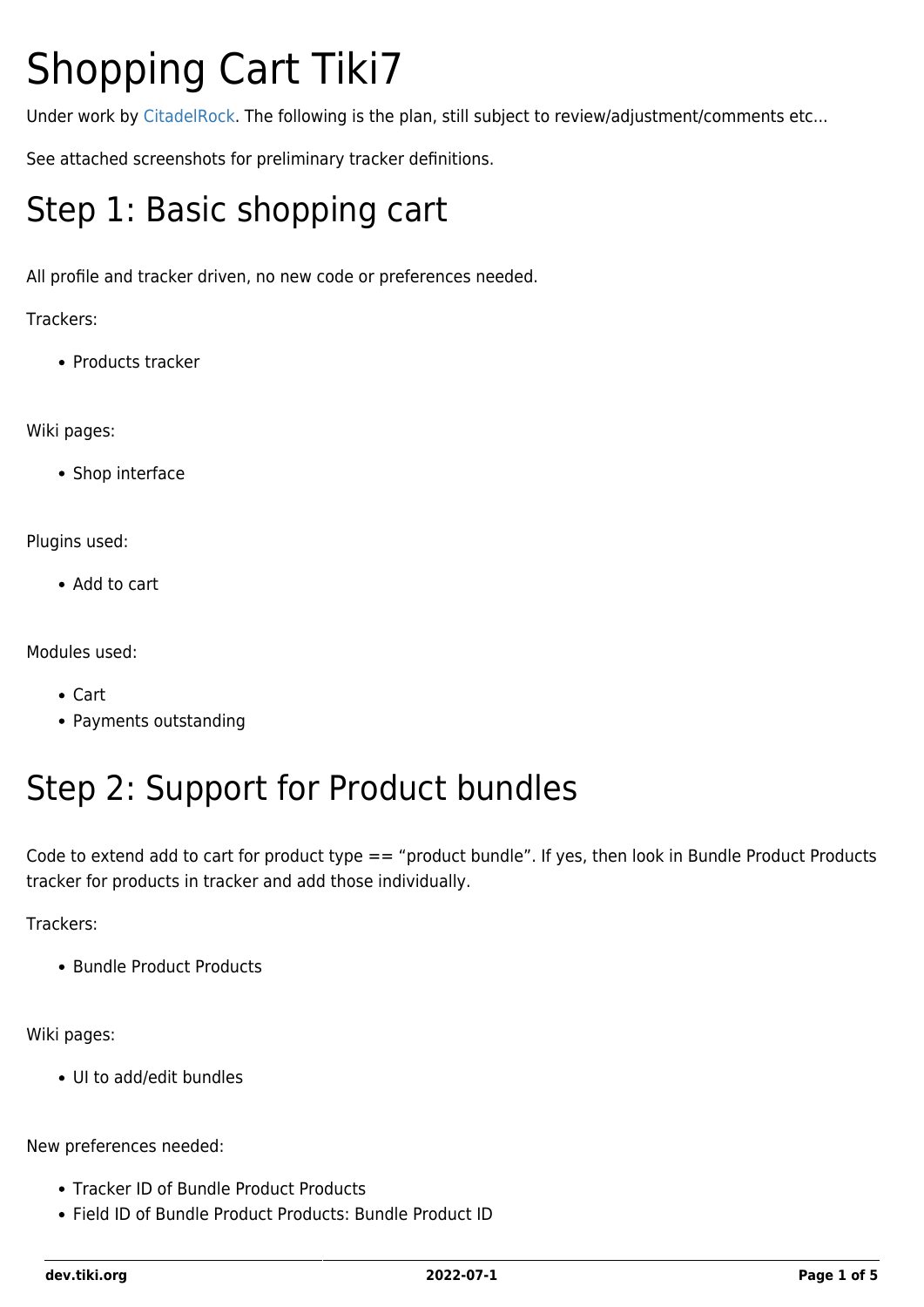# Shopping Cart Tiki7

Under work by CitadelRock. The following is the plan, still subject to review/adjustment/comments etc...

See attached screenshots for preliminary tracker definitions.

# Step 1: Basic shopping cart

All profile and tracker driven, no new code or preferences needed.

Trackers:

- Products tracker

Wiki pages:

- Shop interface

Plugins used:

- Add to cart

Modules used:

- Cart
- Payments outstanding

# Step 2: Support for Product bundles

Code to extend add to cart for product type == "product bundle". If yes, then look in Bundle Product Products tracker for products in tracker and add those individually.

Trackers:

- Bundle Product Products

Wiki pages:

- UI to add/edit bundles

New preferences needed:

- Tracker ID of Bundle Product Products
- Field ID of Bundle Product Products: Bundle Product ID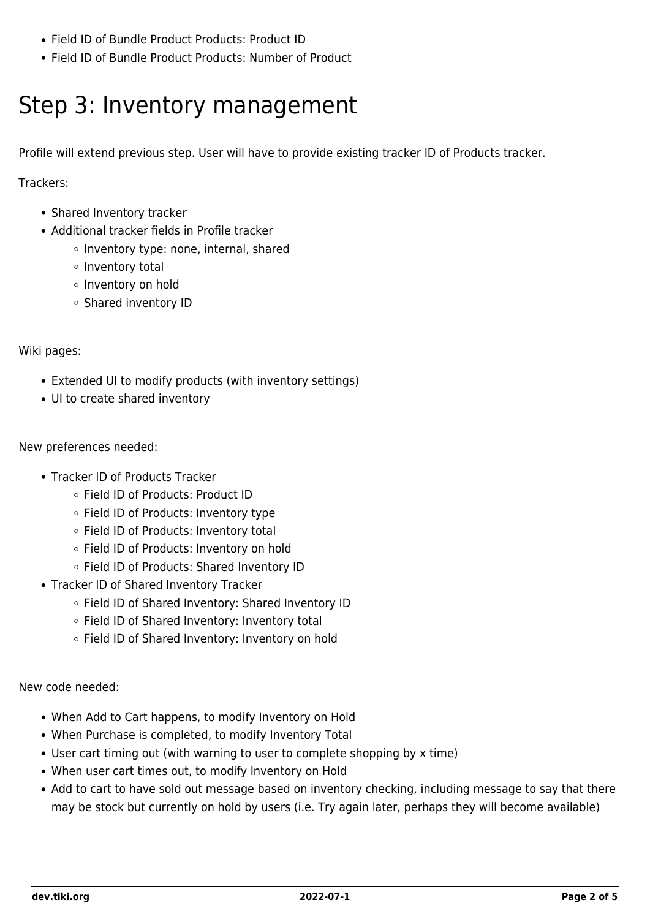- Field ID of Bundle Product Products: Product ID
- Field ID of Bundle Product Products: Number of Product

# Step 3: Inventory management

Profile will extend previous step. User will have to provide existing tracker ID of Products tracker.

Trackers:

- Shared Inventory tracker
- Additional tracker fields in Profile tracker
  - Inventory type: none, internal, shared
  - Inventory total
  - Inventory on hold
  - Shared inventory ID

Wiki pages:

- Extended UI to modify products (with inventory settings)
- UI to create shared inventory

New preferences needed:

- Tracker ID of Products Tracker
  - Field ID of Products: Product ID
  - Field ID of Products: Inventory type
  - Field ID of Products: Inventory total
  - Field ID of Products: Inventory on hold
  - Field ID of Products: Shared Inventory ID
- Tracker ID of Shared Inventory Tracker
  - Field ID of Shared Inventory: Shared Inventory ID
  - Field ID of Shared Inventory: Inventory total
  - Field ID of Shared Inventory: Inventory on hold

New code needed:

- When Add to Cart happens, to modify Inventory on Hold
- When Purchase is completed, to modify Inventory Total
- User cart timing out (with warning to user to complete shopping by x time)
- When user cart times out, to modify Inventory on Hold
- Add to cart to have sold out message based on inventory checking, including message to say that there may be stock but currently on hold by users (i.e. Try again later, perhaps they will become available)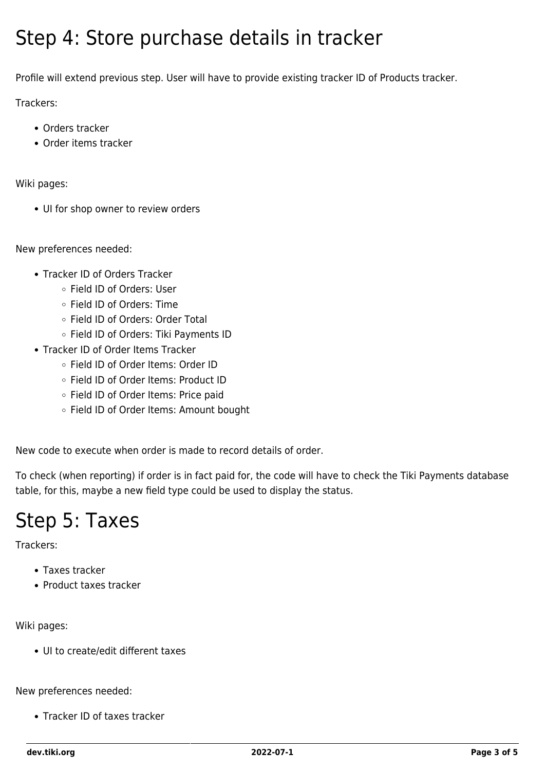# Step 4: Store purchase details in tracker

Profile will extend previous step. User will have to provide existing tracker ID of Products tracker.

Trackers:

- Orders tracker
- Order items tracker

Wiki pages:

- UI for shop owner to review orders

New preferences needed:

- Tracker ID of Orders Tracker
  - Field ID of Orders: User
  - Field ID of Orders: Time
  - Field ID of Orders: Order Total
  - Field ID of Orders: Tiki Payments ID
- Tracker ID of Order Items Tracker
  - Field ID of Order Items: Order ID
  - Field ID of Order Items: Product ID
  - Field ID of Order Items: Price paid
  - Field ID of Order Items: Amount bought

New code to execute when order is made to record details of order.

To check (when reporting) if order is in fact paid for, the code will have to check the Tiki Payments database table, for this, maybe a new field type could be used to display the status.

# Step 5: Taxes

Trackers:

- Taxes tracker
- Product taxes tracker

Wiki pages:

- UI to create/edit different taxes

New preferences needed:

- Tracker ID of taxes tracker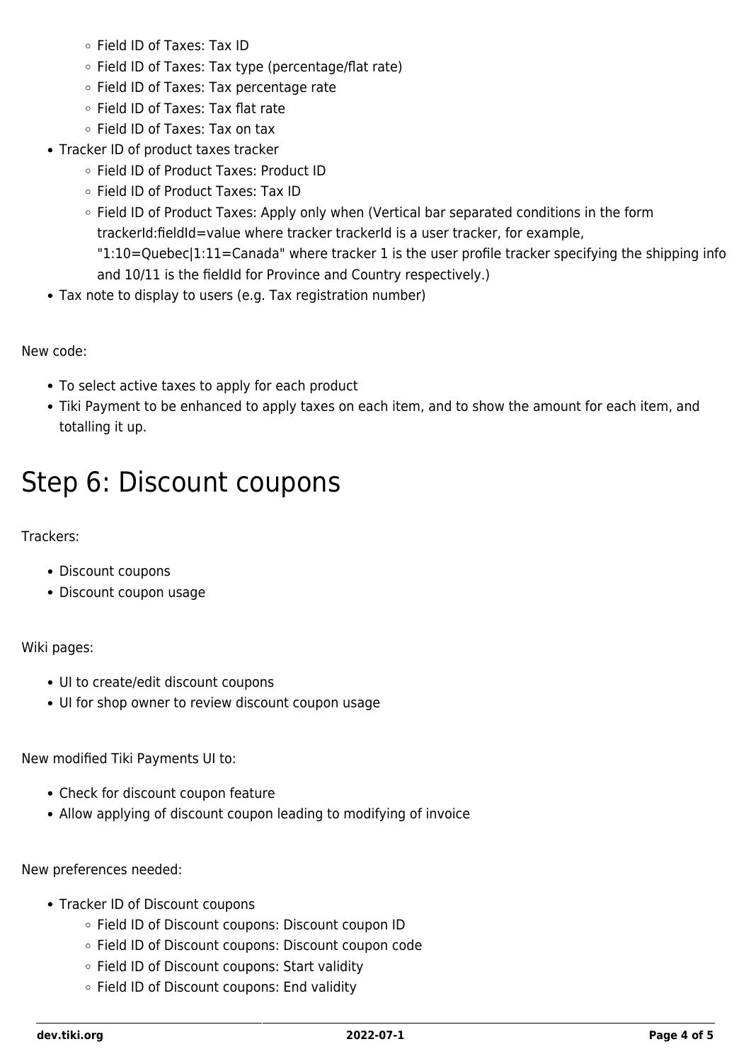- Field ID of Taxes: Tax ID
    - Field ID of Taxes: Tax type (percentage/flat rate)
    - Field ID of Taxes: Tax percentage rate
    - Field ID of Taxes: Tax flat rate
    - Field ID of Taxes: Tax on tax
- Tracker ID of product taxes tracker
    - Field ID of Product Taxes: Product ID
    - Field ID of Product Taxes: Tax ID
    - Field ID of Product Taxes: Apply only when (Vertical bar separated conditions in the form trackerId:fieldId=value where tracker trackerId is a user tracker, for example, "1:10=Quebec|1:11=Canada" where tracker 1 is the user profile tracker specifying the shipping info and 10/11 is the fieldId for Province and Country respectively.)
- Tax note to display to users (e.g. Tax registration number)

New code:

- To select active taxes to apply for each product
- Tiki Payment to be enhanced to apply taxes on each item, and to show the amount for each item, and totalling it up.

# Step 6: Discount coupons

Trackers:

- Discount coupons
- Discount coupon usage

Wiki pages:

- UI to create/edit discount coupons
- UI for shop owner to review discount coupon usage

New modified Tiki Payments UI to:

- Check for discount coupon feature
- Allow applying of discount coupon leading to modifying of invoice

New preferences needed:

- Tracker ID of Discount coupons
    - Field ID of Discount coupons: Discount coupon ID
    - Field ID of Discount coupons: Discount coupon code
    - Field ID of Discount coupons: Start validity
    - Field ID of Discount coupons: End validity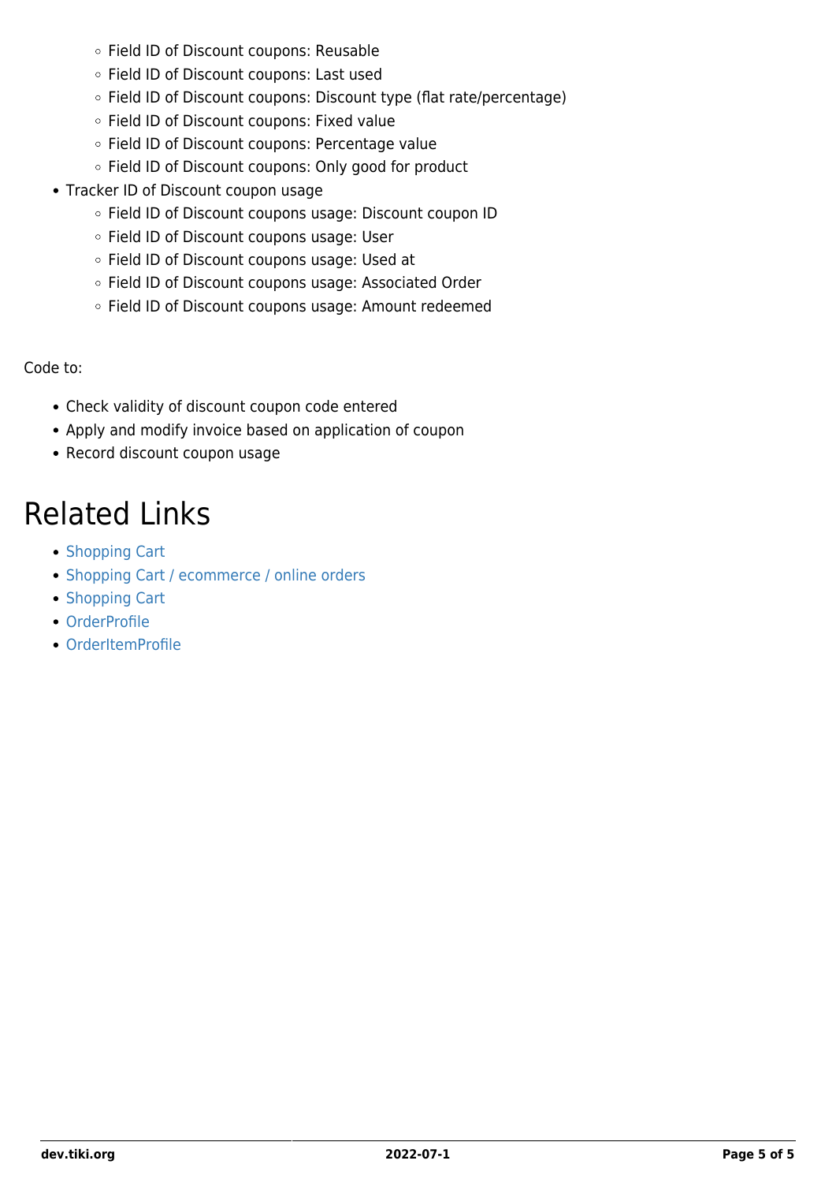- Field ID of Discount coupons: Reusable
    - Field ID of Discount coupons: Last used
    - Field ID of Discount coupons: Discount type (flat rate/percentage)
    - Field ID of Discount coupons: Fixed value
    - Field ID of Discount coupons: Percentage value
    - Field ID of Discount coupons: Only good for product
- Tracker ID of Discount coupon usage
    - Field ID of Discount coupons usage: Discount coupon ID
    - Field ID of Discount coupons usage: User
    - Field ID of Discount coupons usage: Used at
    - Field ID of Discount coupons usage: Associated Order
    - Field ID of Discount coupons usage: Amount redeemed

Code to:

- Check validity of discount coupon code entered
- Apply and modify invoice based on application of coupon
- Record discount coupon usage

# Related Links

- Shopping Cart
- Shopping Cart / ecommerce / online orders
- Shopping Cart
- OrderProfile
- OrderItemProfile